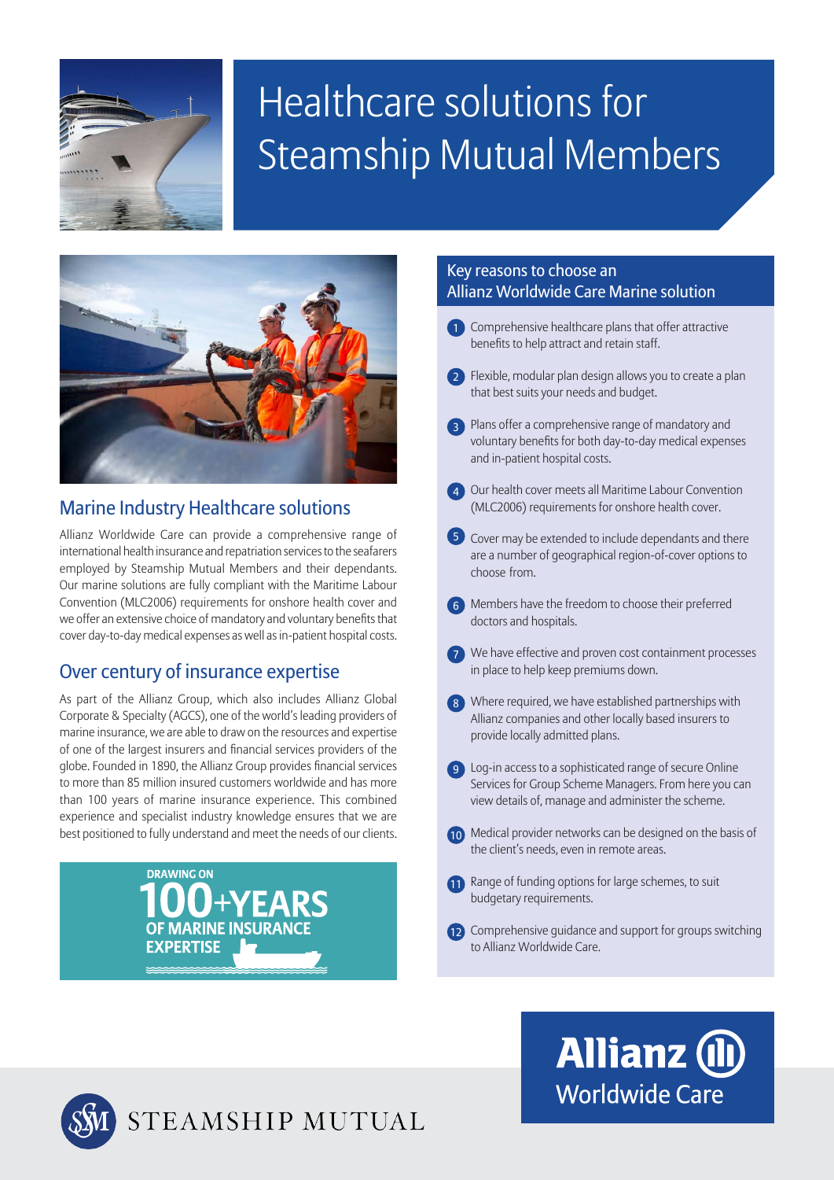# Healthcare solutions for Steamship Mutual Members

## Marine Industry Healthcare solutions

Allianz Worldwide Care can provide a comprehensive range of international health insurance and repatriation services to the seafarers employed by Steamship Mutual Members and their dependants. Our marine solutions are fully compliant with the Maritime Labour Convention (MLC2006) requirements for onshore health cover and we offer an extensive choice of mandatory and voluntary benefits that cover day-to-day medical expenses as well as in-patient hospital costs.

## Over century of insurance expertise

As part of the Allianz Group, which also includes Allianz Global Corporate & Specialty (AGCS), one of the world's leading providers of marine insurance, we are able to draw on the resources and expertise of one of the largest insurers and financial services providers of the globe. Founded in 1890, the Allianz Group provides financial services to more than 85 million insured customers worldwide and has more than 100 years of marine insurance experience. This combined experience and specialist industry knowledge ensures that we are best positioned to fully understand and meet the needs of our clients.

**DRAWING ON 100+YEARS OF MARINE INSURANCE EXPERTISE**

## Key reasons to choose an Allianz Worldwide Care Marine solution

1. Comprehensive healthcare plans that offer attractive benefits to help attract and retain staff.
2. Flexible, modular plan design allows you to create a plan that best suits your needs and budget.
3. Plans offer a comprehensive range of mandatory and voluntary benefits for both day-to-day medical expenses and in-patient hospital costs.
4. Our health cover meets all Maritime Labour Convention (MLC2006) requirements for onshore health cover.
5. Cover may be extended to include dependants and there are a number of geographical region-of-cover options to choose from.
6. Members have the freedom to choose their preferred doctors and hospitals.
7. We have effective and proven cost containment processes in place to help keep premiums down.
8. Where required, we have established partnerships with Allianz companies and other locally based insurers to provide locally admitted plans.
9. Log-in access to a sophisticated range of secure Online Services for Group Scheme Managers. From here you can view details of, manage and administer the scheme.
10. Medical provider networks can be designed on the basis of the client's needs, even in remote areas.
11. Range of funding options for large schemes, to suit budgetary requirements.
12. Comprehensive guidance and support for groups switching to Allianz Worldwide Care.

Allianz Worldwide Care

STEAMSHIP MUTUAL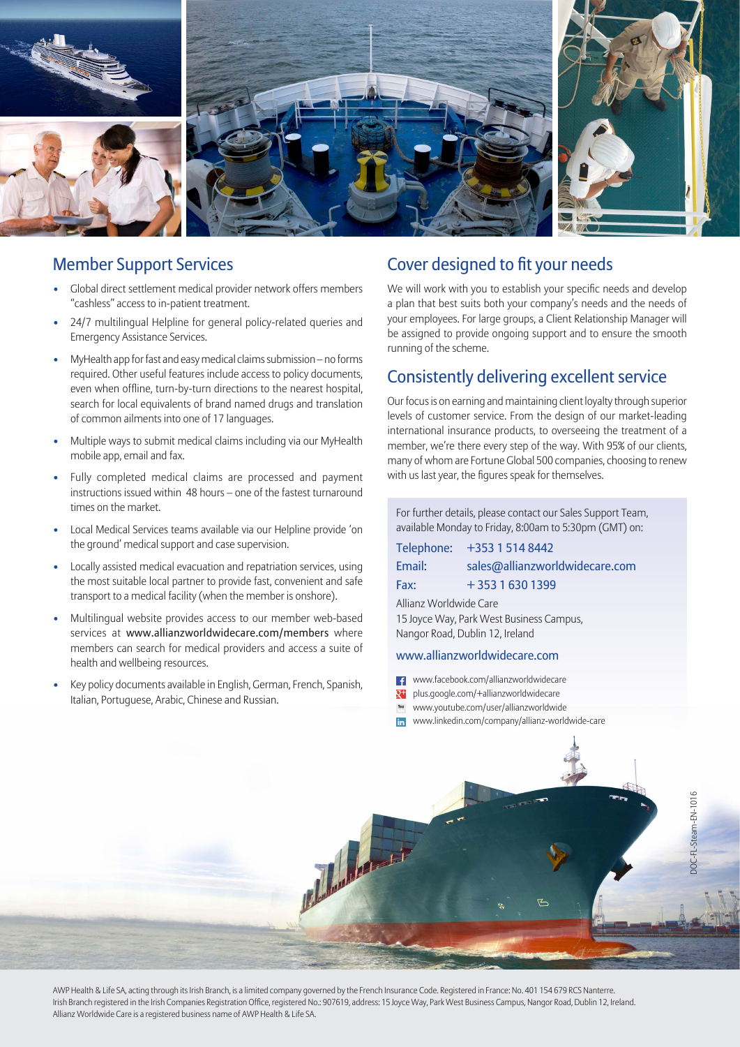## Member Support Services

- Global direct settlement medical provider network offers members "cashless" access to in-patient treatment.
- 24/7 multilingual Helpline for general policy-related queries and Emergency Assistance Services.
- MyHealth app for fast and easy medical claims submission – no forms required. Other useful features include access to policy documents, even when offline, turn-by-turn directions to the nearest hospital, search for local equivalents of brand named drugs and translation of common ailments into one of 17 languages.
- Multiple ways to submit medical claims including via our MyHealth mobile app, email and fax.
- Fully completed medical claims are processed and payment instructions issued within 48 hours – one of the fastest turnaround times on the market.
- Local Medical Services teams available via our Helpline provide 'on the ground' medical support and case supervision.
- Locally assisted medical evacuation and repatriation services, using the most suitable local partner to provide fast, convenient and safe transport to a medical facility (when the member is onshore).
- Multilingual website provides access to our member web-based services at www.allianzworldwidecare.com/members where members can search for medical providers and access a suite of health and wellbeing resources.
- Key policy documents available in English, German, French, Spanish, Italian, Portuguese, Arabic, Chinese and Russian.

## Cover designed to fit your needs

We will work with you to establish your specific needs and develop a plan that best suits both your company's needs and the needs of your employees. For large groups, a Client Relationship Manager will be assigned to provide ongoing support and to ensure the smooth running of the scheme.

## Consistently delivering excellent service

Our focus is on earning and maintaining client loyalty through superior levels of customer service. From the design of our market-leading international insurance products, to overseeing the treatment of a member, we're there every step of the way. With 95% of our clients, many of whom are Fortune Global 500 companies, choosing to renew with us last year, the figures speak for themselves.

For further details, please contact our Sales Support Team, available Monday to Friday, 8:00am to 5:30pm (GMT) on:

Telephone: +353 1 514 8442
Email: sales@allianzworldwidecare.com
Fax: + 353 1 630 1399

Allianz Worldwide Care
15 Joyce Way, Park West Business Campus,
Nangor Road, Dublin 12, Ireland

www.allianzworldwidecare.com

www.facebook.com/allianzworldwidecare
plus.google.com/+allianzworldwidecare
www.youtube.com/user/allianzworldwide
www.linkedin.com/company/allianz-worldwide-care

DOC-FL-Steam-EN-1016

AWP Health & Life SA, acting through its Irish Branch, is a limited company governed by the French Insurance Code. Registered in France: No. 401 154 679 RCS Nanterre. Irish Branch registered in the Irish Companies Registration Office, registered No.: 907619, address: 15 Joyce Way, Park West Business Campus, Nangor Road, Dublin 12, Ireland. Allianz Worldwide Care is a registered business name of AWP Health & Life SA.